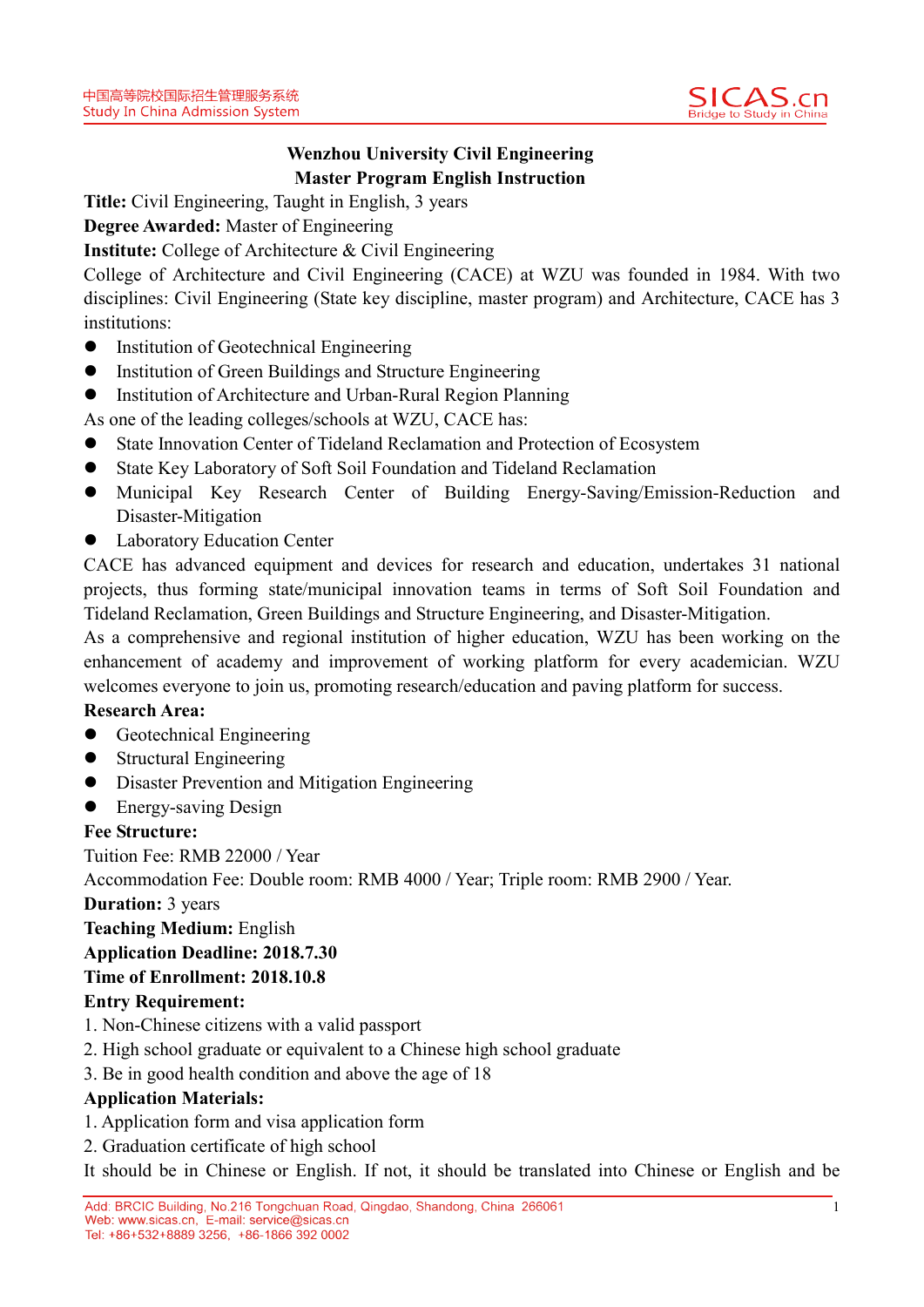# Wenzhou University Civil Engineering
## Master Program English Instruction

**Title:** Civil Engineering, Taught in English, 3 years

**Degree Awarded:** Master of Engineering

**Institute:** College of Architecture & Civil Engineering

College of Architecture and Civil Engineering (CACE) at WZU was founded in 1984. With two disciplines: Civil Engineering (State key discipline, master program) and Architecture, CACE has 3 institutions:

- Institution of Geotechnical Engineering
- Institution of Green Buildings and Structure Engineering
- Institution of Architecture and Urban-Rural Region Planning

As one of the leading colleges/schools at WZU, CACE has:

- State Innovation Center of Tideland Reclamation and Protection of Ecosystem
- State Key Laboratory of Soft Soil Foundation and Tideland Reclamation
- Municipal Key Research Center of Building Energy-Saving/Emission-Reduction and Disaster-Mitigation
- Laboratory Education Center

CACE has advanced equipment and devices for research and education, undertakes 31 national projects, thus forming state/municipal innovation teams in terms of Soft Soil Foundation and Tideland Reclamation, Green Buildings and Structure Engineering, and Disaster-Mitigation.

As a comprehensive and regional institution of higher education, WZU has been working on the enhancement of academy and improvement of working platform for every academician. WZU welcomes everyone to join us, promoting research/education and paving platform for success.

**Research Area:**

- Geotechnical Engineering
- Structural Engineering
- Disaster Prevention and Mitigation Engineering
- Energy-saving Design

**Fee Structure:**

Tuition Fee: RMB 22000 / Year

Accommodation Fee: Double room: RMB 4000 / Year; Triple room: RMB 2900 / Year.

**Duration:** 3 years

**Teaching Medium:** English

**Application Deadline: 2018.7.30**

**Time of Enrollment: 2018.10.8**

**Entry Requirement:**

1. Non-Chinese citizens with a valid passport
2. High school graduate or equivalent to a Chinese high school graduate
3. Be in good health condition and above the age of 18

**Application Materials:**

1. Application form and visa application form
2. Graduation certificate of high school

It should be in Chinese or English. If not, it should be translated into Chinese or English and be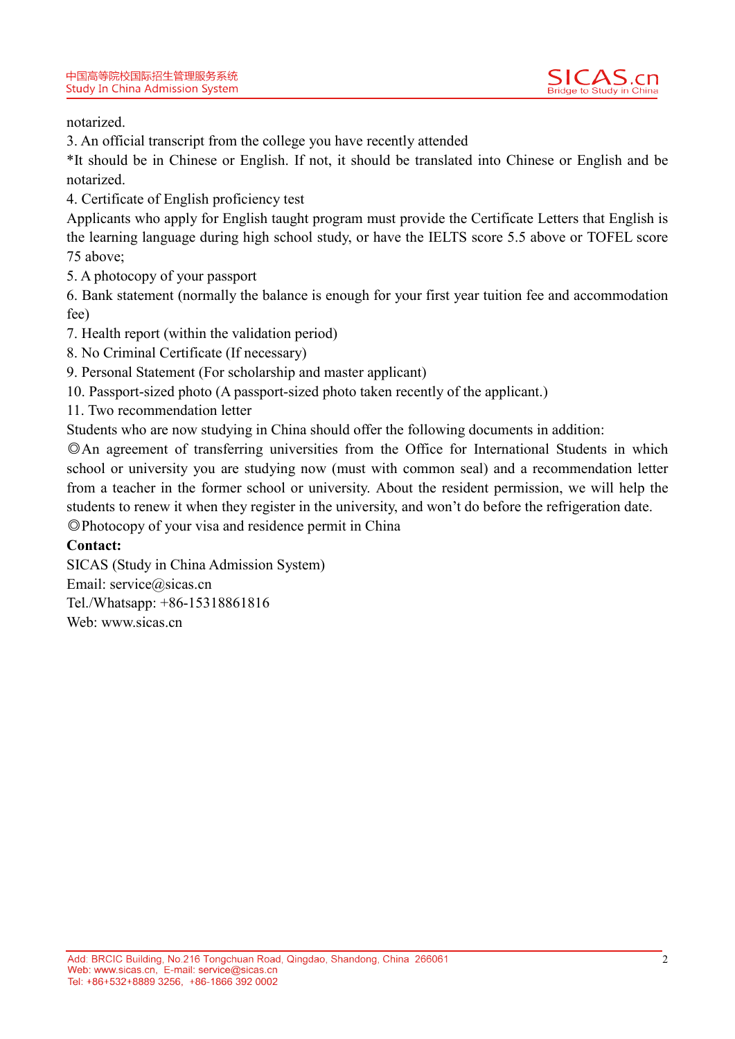notarized.

3. An official transcript from the college you have recently attended

*It should be in Chinese or English. If not, it should be translated into Chinese or English and be notarized.

4. Certificate of English proficiency test

Applicants who apply for English taught program must provide the Certificate Letters that English is the learning language during high school study, or have the IELTS score 5.5 above or TOFEL score 75 above;

5. A photocopy of your passport

6. Bank statement (normally the balance is enough for your first year tuition fee and accommodation fee)

7. Health report (within the validation period)

8. No Criminal Certificate (If necessary)

9. Personal Statement (For scholarship and master applicant)

10. Passport-sized photo (A passport-sized photo taken recently of the applicant.)

11. Two recommendation letter

Students who are now studying in China should offer the following documents in addition:

◎An agreement of transferring universities from the Office for International Students in which school or university you are studying now (must with common seal) and a recommendation letter from a teacher in the former school or university. About the resident permission, we will help the students to renew it when they register in the university, and won't do before the refrigeration date.

◎Photocopy of your visa and residence permit in China

**Contact:**

SICAS (Study in China Admission System)

Email: service@sicas.cn

Tel./Whatsapp: +86-15318861816

Web: www.sicas.cn